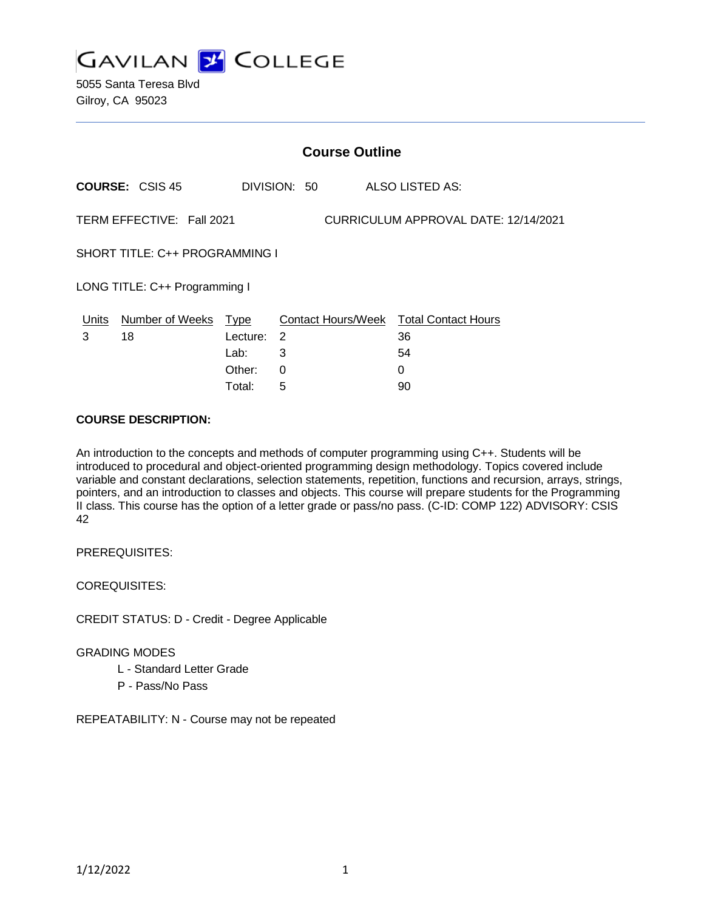# GAVILAN COLLEGE

5055 Santa Teresa Blvd
Gilroy, CA 95023

---

## Course Outline

**COURSE:** CSIS 45 DIVISION: 50 ALSO LISTED AS:

TERM EFFECTIVE: Fall 2021 CURRICULUM APPROVAL DATE: 12/14/2021

SHORT TITLE: C++ PROGRAMMING I

LONG TITLE: C++ Programming I

| Units | Number of Weeks | Type | Contact Hours/Week | Total Contact Hours |
|---|---|---|---|---|
| 3 | 18 | Lecture: | 2 | 36 |
| | | Lab: | 3 | 54 |
| | | Other: | 0 | 0 |
| | | Total: | 5 | 90 |

**COURSE DESCRIPTION:**

An introduction to the concepts and methods of computer programming using C++. Students will be introduced to procedural and object-oriented programming design methodology. Topics covered include variable and constant declarations, selection statements, repetition, functions and recursion, arrays, strings, pointers, and an introduction to classes and objects. This course will prepare students for the Programming II class. This course has the option of a letter grade or pass/no pass. (C-ID: COMP 122) ADVISORY: CSIS 42

PREREQUISITES:

COREQUISITES:

CREDIT STATUS: D - Credit - Degree Applicable

GRADING MODES

- L - Standard Letter Grade
- P - Pass/No Pass

REPEATABILITY: N - Course may not be repeated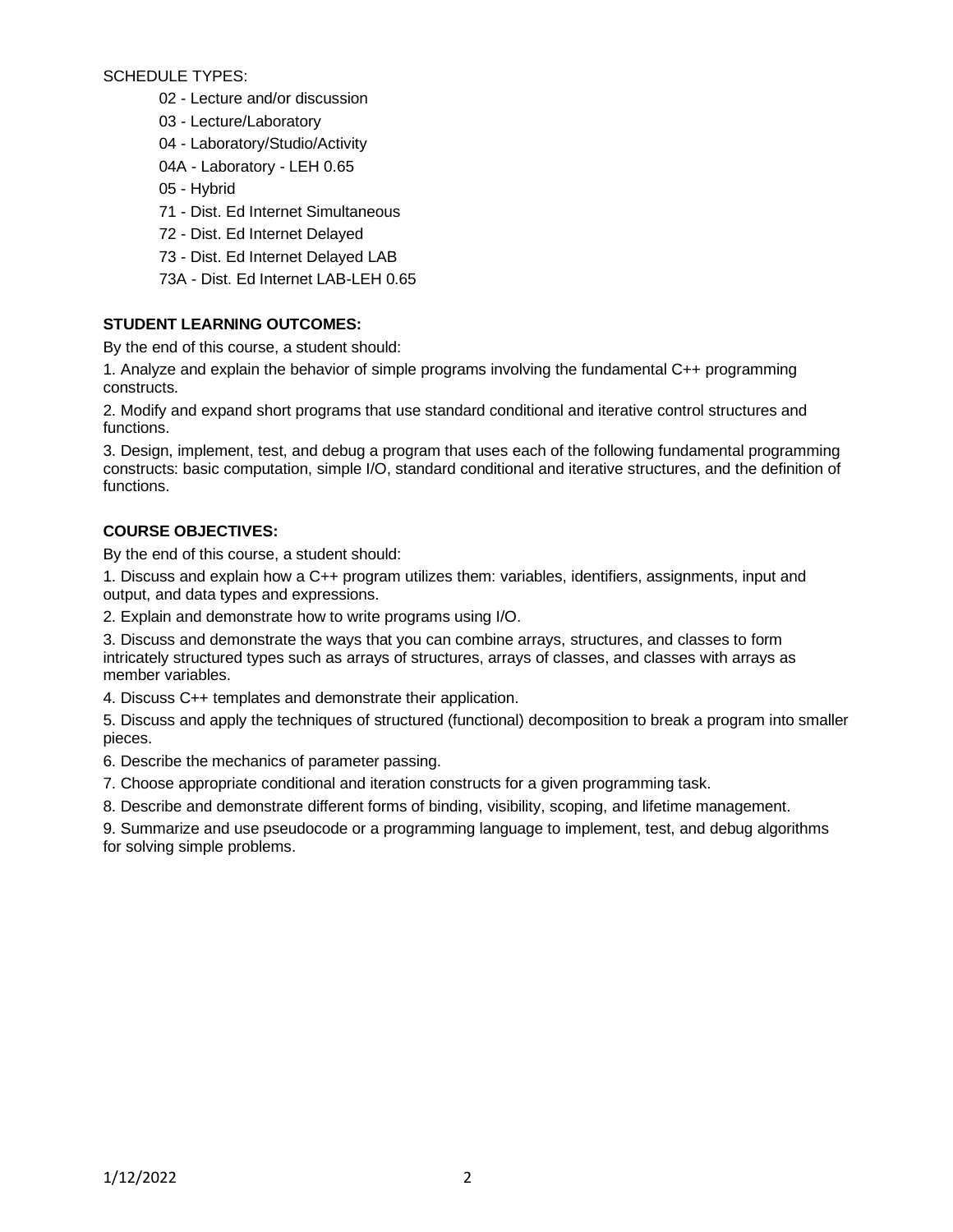SCHEDULE TYPES:

- 02 - Lecture and/or discussion
- 03 - Lecture/Laboratory
- 04 - Laboratory/Studio/Activity
- 04A - Laboratory - LEH 0.65
- 05 - Hybrid
- 71 - Dist. Ed Internet Simultaneous
- 72 - Dist. Ed Internet Delayed
- 73 - Dist. Ed Internet Delayed LAB
- 73A - Dist. Ed Internet LAB-LEH 0.65

**STUDENT LEARNING OUTCOMES:**

By the end of this course, a student should:

1. Analyze and explain the behavior of simple programs involving the fundamental C++ programming constructs.

2. Modify and expand short programs that use standard conditional and iterative control structures and functions.

3. Design, implement, test, and debug a program that uses each of the following fundamental programming constructs: basic computation, simple I/O, standard conditional and iterative structures, and the definition of functions.

**COURSE OBJECTIVES:**

By the end of this course, a student should:

1. Discuss and explain how a C++ program utilizes them: variables, identifiers, assignments, input and output, and data types and expressions.

2. Explain and demonstrate how to write programs using I/O.

3. Discuss and demonstrate the ways that you can combine arrays, structures, and classes to form intricately structured types such as arrays of structures, arrays of classes, and classes with arrays as member variables.

4. Discuss C++ templates and demonstrate their application.

5. Discuss and apply the techniques of structured (functional) decomposition to break a program into smaller pieces.

6. Describe the mechanics of parameter passing.

7. Choose appropriate conditional and iteration constructs for a given programming task.

8. Describe and demonstrate different forms of binding, visibility, scoping, and lifetime management.

9. Summarize and use pseudocode or a programming language to implement, test, and debug algorithms for solving simple problems.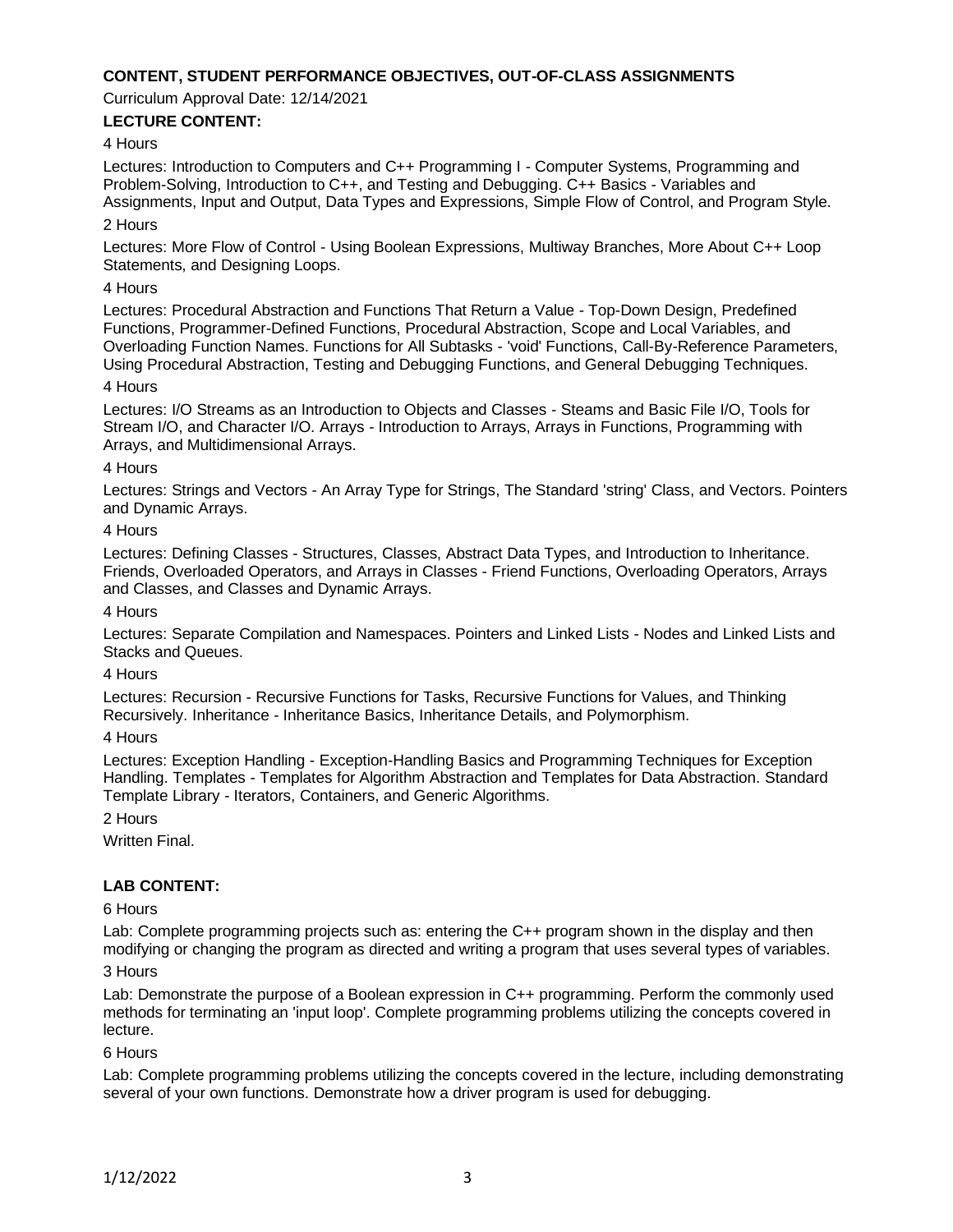## CONTENT, STUDENT PERFORMANCE OBJECTIVES, OUT-OF-CLASS ASSIGNMENTS

Curriculum Approval Date: 12/14/2021

### LECTURE CONTENT:

4 Hours

Lectures: Introduction to Computers and C++ Programming I - Computer Systems, Programming and Problem-Solving, Introduction to C++, and Testing and Debugging. C++ Basics - Variables and Assignments, Input and Output, Data Types and Expressions, Simple Flow of Control, and Program Style.

2 Hours

Lectures: More Flow of Control - Using Boolean Expressions, Multiway Branches, More About C++ Loop Statements, and Designing Loops.

4 Hours

Lectures: Procedural Abstraction and Functions That Return a Value - Top-Down Design, Predefined Functions, Programmer-Defined Functions, Procedural Abstraction, Scope and Local Variables, and Overloading Function Names. Functions for All Subtasks - 'void' Functions, Call-By-Reference Parameters, Using Procedural Abstraction, Testing and Debugging Functions, and General Debugging Techniques.

4 Hours

Lectures: I/O Streams as an Introduction to Objects and Classes - Steams and Basic File I/O, Tools for Stream I/O, and Character I/O. Arrays - Introduction to Arrays, Arrays in Functions, Programming with Arrays, and Multidimensional Arrays.

4 Hours

Lectures: Strings and Vectors - An Array Type for Strings, The Standard 'string' Class, and Vectors. Pointers and Dynamic Arrays.

4 Hours

Lectures: Defining Classes - Structures, Classes, Abstract Data Types, and Introduction to Inheritance. Friends, Overloaded Operators, and Arrays in Classes - Friend Functions, Overloading Operators, Arrays and Classes, and Classes and Dynamic Arrays.

4 Hours

Lectures: Separate Compilation and Namespaces. Pointers and Linked Lists - Nodes and Linked Lists and Stacks and Queues.

4 Hours

Lectures: Recursion - Recursive Functions for Tasks, Recursive Functions for Values, and Thinking Recursively. Inheritance - Inheritance Basics, Inheritance Details, and Polymorphism.

4 Hours

Lectures: Exception Handling - Exception-Handling Basics and Programming Techniques for Exception Handling. Templates - Templates for Algorithm Abstraction and Templates for Data Abstraction. Standard Template Library - Iterators, Containers, and Generic Algorithms.

2 Hours

Written Final.

### LAB CONTENT:

6 Hours

Lab: Complete programming projects such as: entering the C++ program shown in the display and then modifying or changing the program as directed and writing a program that uses several types of variables.

3 Hours

Lab: Demonstrate the purpose of a Boolean expression in C++ programming. Perform the commonly used methods for terminating an 'input loop'. Complete programming problems utilizing the concepts covered in lecture.

6 Hours

Lab: Complete programming problems utilizing the concepts covered in the lecture, including demonstrating several of your own functions. Demonstrate how a driver program is used for debugging.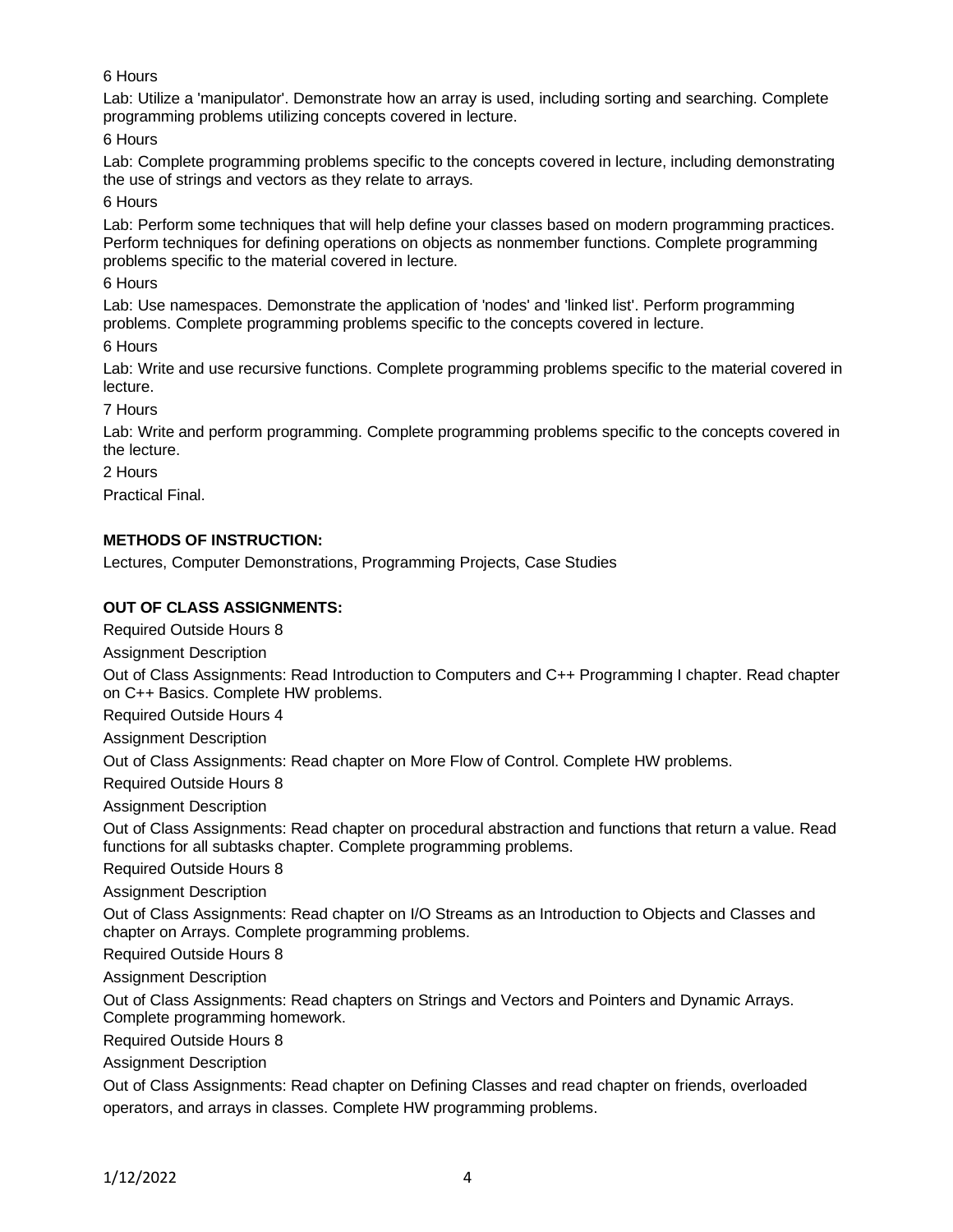6 Hours

Lab: Utilize a 'manipulator'. Demonstrate how an array is used, including sorting and searching. Complete programming problems utilizing concepts covered in lecture.

6 Hours

Lab: Complete programming problems specific to the concepts covered in lecture, including demonstrating the use of strings and vectors as they relate to arrays.

6 Hours

Lab: Perform some techniques that will help define your classes based on modern programming practices. Perform techniques for defining operations on objects as nonmember functions. Complete programming problems specific to the material covered in lecture.

6 Hours

Lab: Use namespaces. Demonstrate the application of 'nodes' and 'linked list'. Perform programming problems. Complete programming problems specific to the concepts covered in lecture.

6 Hours

Lab: Write and use recursive functions. Complete programming problems specific to the material covered in lecture.

7 Hours

Lab: Write and perform programming. Complete programming problems specific to the concepts covered in the lecture.

2 Hours

Practical Final.

**METHODS OF INSTRUCTION:**

Lectures, Computer Demonstrations, Programming Projects, Case Studies

**OUT OF CLASS ASSIGNMENTS:**

Required Outside Hours 8

Assignment Description

Out of Class Assignments: Read Introduction to Computers and C++ Programming I chapter. Read chapter on C++ Basics. Complete HW problems.

Required Outside Hours 4

Assignment Description

Out of Class Assignments: Read chapter on More Flow of Control. Complete HW problems.

Required Outside Hours 8

Assignment Description

Out of Class Assignments: Read chapter on procedural abstraction and functions that return a value. Read functions for all subtasks chapter. Complete programming problems.

Required Outside Hours 8

Assignment Description

Out of Class Assignments: Read chapter on I/O Streams as an Introduction to Objects and Classes and chapter on Arrays. Complete programming problems.

Required Outside Hours 8

Assignment Description

Out of Class Assignments: Read chapters on Strings and Vectors and Pointers and Dynamic Arrays. Complete programming homework.

Required Outside Hours 8

Assignment Description

Out of Class Assignments: Read chapter on Defining Classes and read chapter on friends, overloaded operators, and arrays in classes. Complete HW programming problems.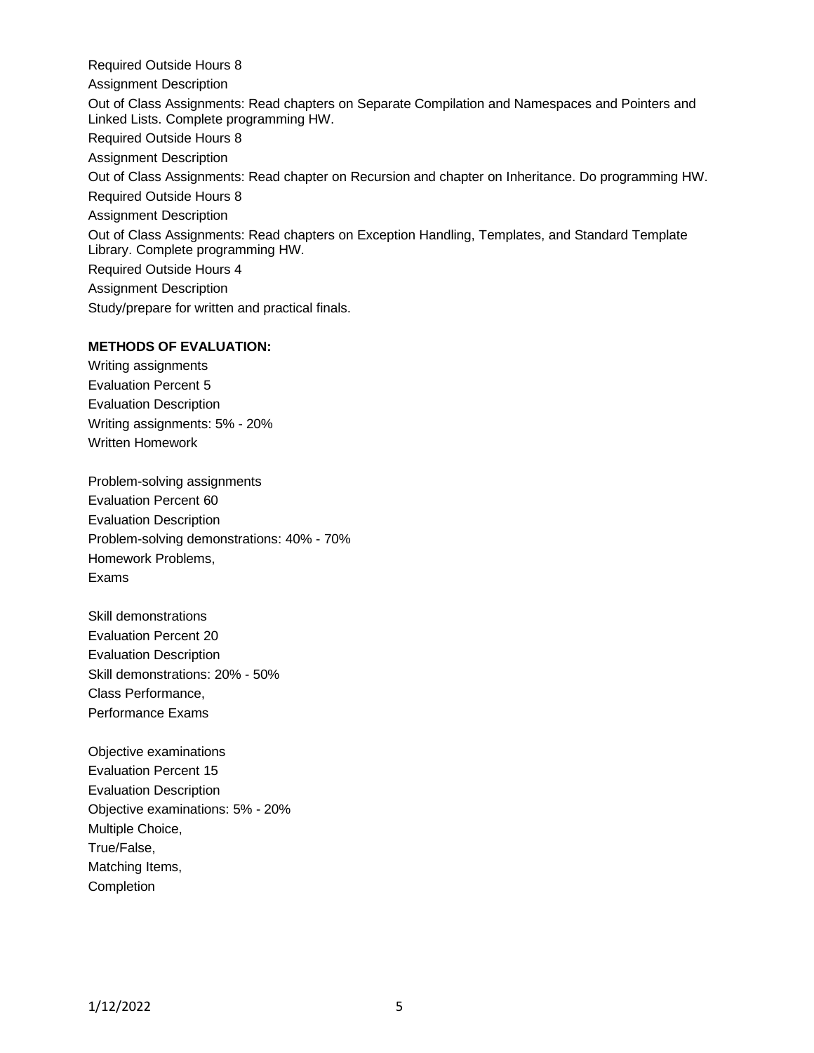Required Outside Hours 8

Assignment Description

Out of Class Assignments: Read chapters on Separate Compilation and Namespaces and Pointers and Linked Lists. Complete programming HW.

Required Outside Hours 8

Assignment Description

Out of Class Assignments: Read chapter on Recursion and chapter on Inheritance. Do programming HW.

Required Outside Hours 8

Assignment Description

Out of Class Assignments: Read chapters on Exception Handling, Templates, and Standard Template Library. Complete programming HW.

Required Outside Hours 4

Assignment Description

Study/prepare for written and practical finals.

**METHODS OF EVALUATION:**

Writing assignments

Evaluation Percent 5

Evaluation Description

Writing assignments: 5% - 20%

Written Homework

Problem-solving assignments

Evaluation Percent 60

Evaluation Description

Problem-solving demonstrations: 40% - 70%

Homework Problems,

Exams

Skill demonstrations

Evaluation Percent 20

Evaluation Description

Skill demonstrations: 20% - 50%

Class Performance,

Performance Exams

Objective examinations

Evaluation Percent 15

Evaluation Description

Objective examinations: 5% - 20%

Multiple Choice,

True/False,

Matching Items,

Completion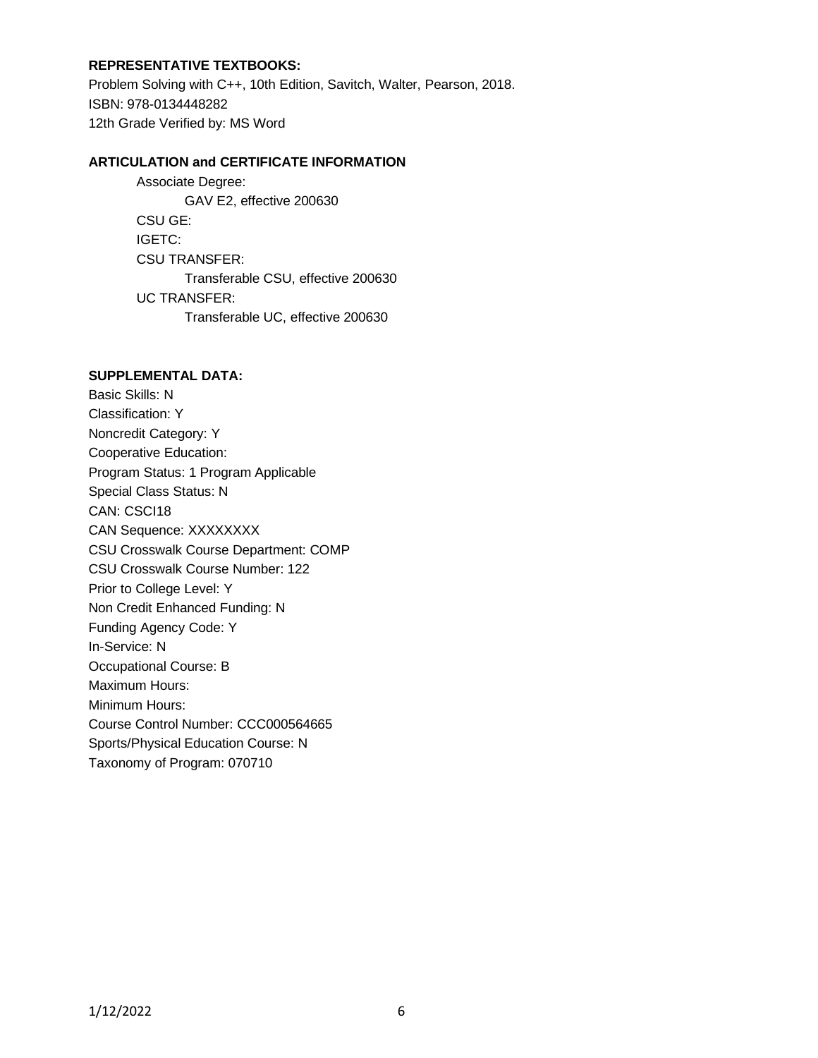**REPRESENTATIVE TEXTBOOKS:**

Problem Solving with C++, 10th Edition, Savitch, Walter, Pearson, 2018.
ISBN: 978-0134448282
12th Grade Verified by: MS Word

**ARTICULATION and CERTIFICATE INFORMATION**

Associate Degree:
- GAV E2, effective 200630

CSU GE:

IGETC:

CSU TRANSFER:
- Transferable CSU, effective 200630

UC TRANSFER:
- Transferable UC, effective 200630

**SUPPLEMENTAL DATA:**

Basic Skills: N
Classification: Y
Noncredit Category: Y
Cooperative Education:
Program Status: 1 Program Applicable
Special Class Status: N
CAN: CSCI18
CAN Sequence: XXXXXXXX
CSU Crosswalk Course Department: COMP
CSU Crosswalk Course Number: 122
Prior to College Level: Y
Non Credit Enhanced Funding: N
Funding Agency Code: Y
In-Service: N
Occupational Course: B
Maximum Hours:
Minimum Hours:
Course Control Number: CCC000564665
Sports/Physical Education Course: N
Taxonomy of Program: 070710